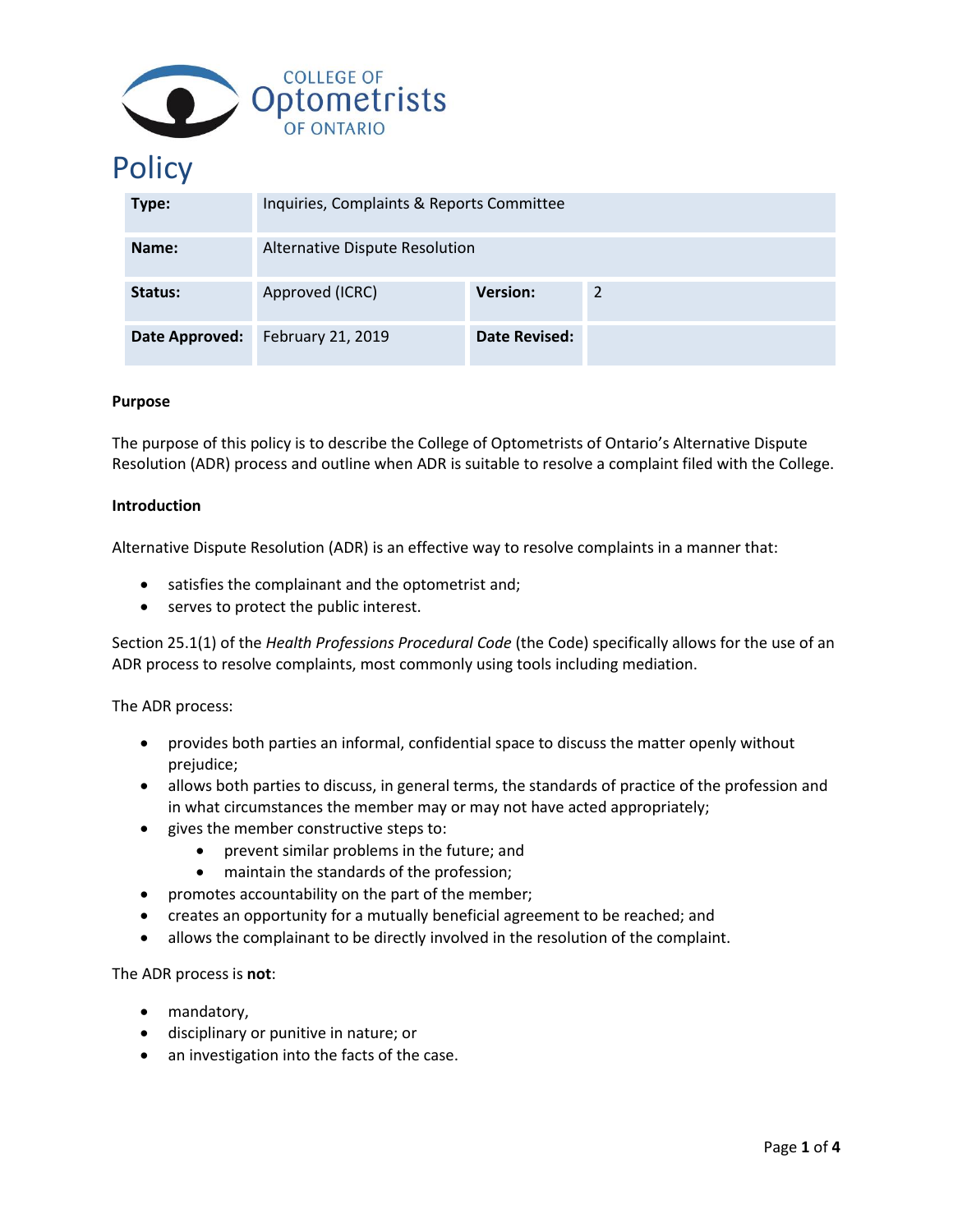COLLEGE OF Optometrists OF ONTARIO

# Policy

| Type: | Inquiries, Complaints & Reports Committee | | |
|---|---|---|---|
| Name: | Alternative Dispute Resolution | | |
| Status: | Approved (ICRC) | Version: | 2 |
| Date Approved: | February 21, 2019 | Date Revised: | |

**Purpose**

The purpose of this policy is to describe the College of Optometrists of Ontario's Alternative Dispute Resolution (ADR) process and outline when ADR is suitable to resolve a complaint filed with the College.

**Introduction**

Alternative Dispute Resolution (ADR) is an effective way to resolve complaints in a manner that:

- satisfies the complainant and the optometrist and;
- serves to protect the public interest.

Section 25.1(1) of the *Health Professions Procedural Code* (the Code) specifically allows for the use of an ADR process to resolve complaints, most commonly using tools including mediation.

The ADR process:

- provides both parties an informal, confidential space to discuss the matter openly without prejudice;
- allows both parties to discuss, in general terms, the standards of practice of the profession and in what circumstances the member may or may not have acted appropriately;
- gives the member constructive steps to:
  - prevent similar problems in the future; and
  - maintain the standards of the profession;
- promotes accountability on the part of the member;
- creates an opportunity for a mutually beneficial agreement to be reached; and
- allows the complainant to be directly involved in the resolution of the complaint.

The ADR process is **not**:

- mandatory,
- disciplinary or punitive in nature; or
- an investigation into the facts of the case.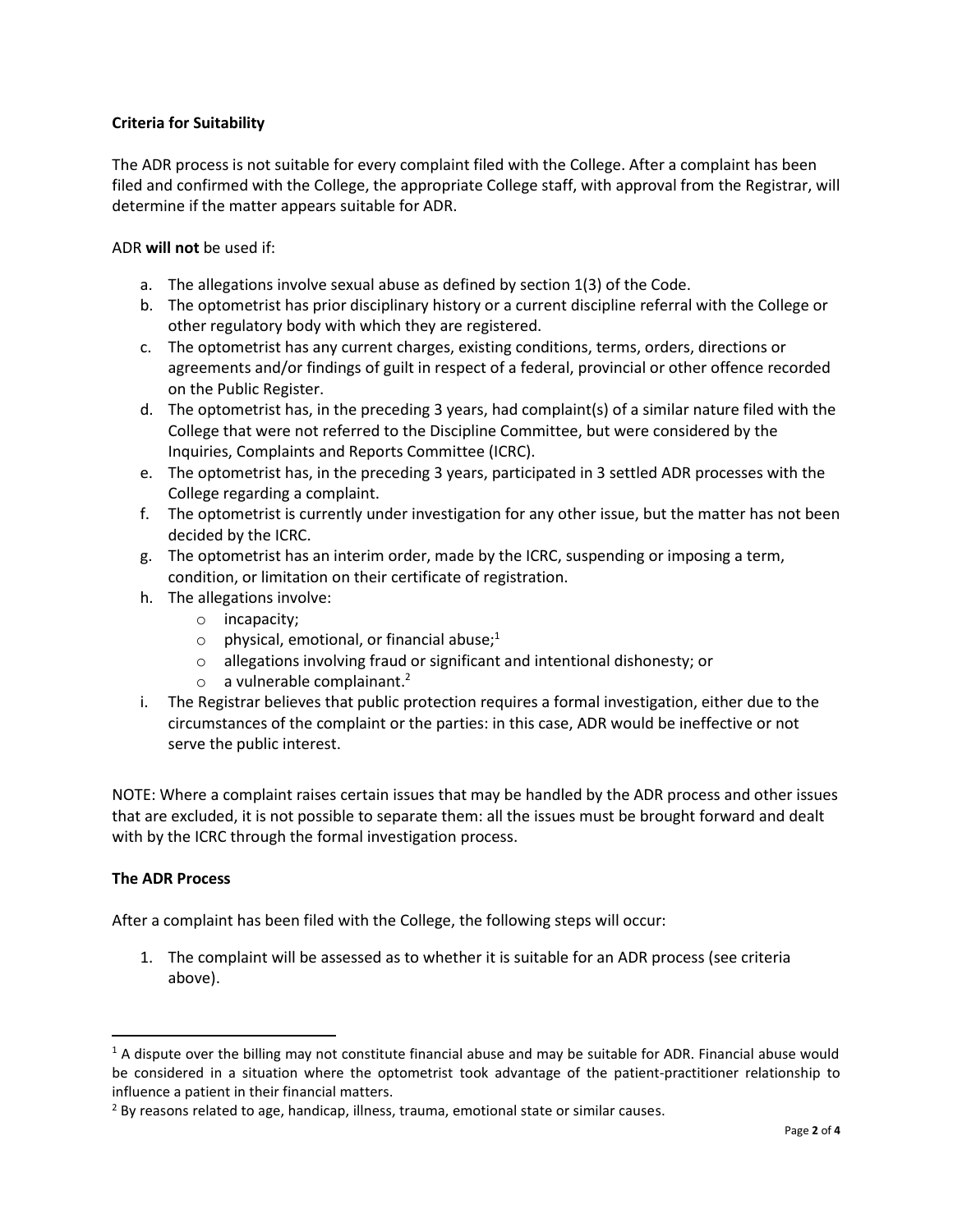**Criteria for Suitability**

The ADR process is not suitable for every complaint filed with the College. After a complaint has been filed and confirmed with the College, the appropriate College staff, with approval from the Registrar, will determine if the matter appears suitable for ADR.

ADR **will not** be used if:

a. The allegations involve sexual abuse as defined by section 1(3) of the Code.
b. The optometrist has prior disciplinary history or a current discipline referral with the College or other regulatory body with which they are registered.
c. The optometrist has any current charges, existing conditions, terms, orders, directions or agreements and/or findings of guilt in respect of a federal, provincial or other offence recorded on the Public Register.
d. The optometrist has, in the preceding 3 years, had complaint(s) of a similar nature filed with the College that were not referred to the Discipline Committee, but were considered by the Inquiries, Complaints and Reports Committee (ICRC).
e. The optometrist has, in the preceding 3 years, participated in 3 settled ADR processes with the College regarding a complaint.
f. The optometrist is currently under investigation for any other issue, but the matter has not been decided by the ICRC.
g. The optometrist has an interim order, made by the ICRC, suspending or imposing a term, condition, or limitation on their certificate of registration.
h. The allegations involve:
   - incapacity;
   - physical, emotional, or financial abuse;[1]
   - allegations involving fraud or significant and intentional dishonesty; or
   - a vulnerable complainant.[2]
i. The Registrar believes that public protection requires a formal investigation, either due to the circumstances of the complaint or the parties: in this case, ADR would be ineffective or not serve the public interest.

NOTE: Where a complaint raises certain issues that may be handled by the ADR process and other issues that are excluded, it is not possible to separate them: all the issues must be brought forward and dealt with by the ICRC through the formal investigation process.

**The ADR Process**

After a complaint has been filed with the College, the following steps will occur:

1. The complaint will be assessed as to whether it is suitable for an ADR process (see criteria above).

---

[1] A dispute over the billing may not constitute financial abuse and may be suitable for ADR. Financial abuse would be considered in a situation where the optometrist took advantage of the patient-practitioner relationship to influence a patient in their financial matters.

[2] By reasons related to age, handicap, illness, trauma, emotional state or similar causes.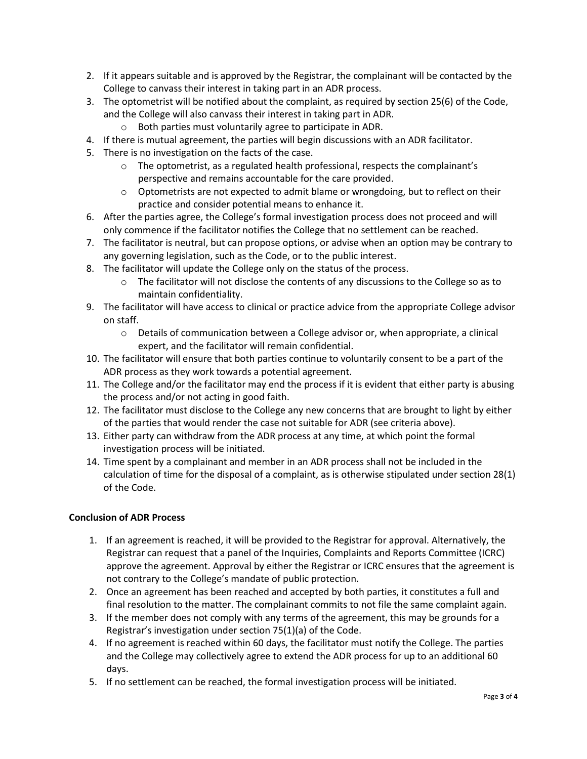2. If it appears suitable and is approved by the Registrar, the complainant will be contacted by the College to canvass their interest in taking part in an ADR process.
3. The optometrist will be notified about the complaint, as required by section 25(6) of the Code, and the College will also canvass their interest in taking part in ADR.
    - Both parties must voluntarily agree to participate in ADR.
4. If there is mutual agreement, the parties will begin discussions with an ADR facilitator.
5. There is no investigation on the facts of the case.
    - The optometrist, as a regulated health professional, respects the complainant's perspective and remains accountable for the care provided.
    - Optometrists are not expected to admit blame or wrongdoing, but to reflect on their practice and consider potential means to enhance it.
6. After the parties agree, the College's formal investigation process does not proceed and will only commence if the facilitator notifies the College that no settlement can be reached.
7. The facilitator is neutral, but can propose options, or advise when an option may be contrary to any governing legislation, such as the Code, or to the public interest.
8. The facilitator will update the College only on the status of the process.
    - The facilitator will not disclose the contents of any discussions to the College so as to maintain confidentiality.
9. The facilitator will have access to clinical or practice advice from the appropriate College advisor on staff.
    - Details of communication between a College advisor or, when appropriate, a clinical expert, and the facilitator will remain confidential.
10. The facilitator will ensure that both parties continue to voluntarily consent to be a part of the ADR process as they work towards a potential agreement.
11. The College and/or the facilitator may end the process if it is evident that either party is abusing the process and/or not acting in good faith.
12. The facilitator must disclose to the College any new concerns that are brought to light by either of the parties that would render the case not suitable for ADR (see criteria above).
13. Either party can withdraw from the ADR process at any time, at which point the formal investigation process will be initiated.
14. Time spent by a complainant and member in an ADR process shall not be included in the calculation of time for the disposal of a complaint, as is otherwise stipulated under section 28(1) of the Code.

**Conclusion of ADR Process**

1. If an agreement is reached, it will be provided to the Registrar for approval. Alternatively, the Registrar can request that a panel of the Inquiries, Complaints and Reports Committee (ICRC) approve the agreement. Approval by either the Registrar or ICRC ensures that the agreement is not contrary to the College's mandate of public protection.
2. Once an agreement has been reached and accepted by both parties, it constitutes a full and final resolution to the matter. The complainant commits to not file the same complaint again.
3. If the member does not comply with any terms of the agreement, this may be grounds for a Registrar's investigation under section 75(1)(a) of the Code.
4. If no agreement is reached within 60 days, the facilitator must notify the College. The parties and the College may collectively agree to extend the ADR process for up to an additional 60 days.
5. If no settlement can be reached, the formal investigation process will be initiated.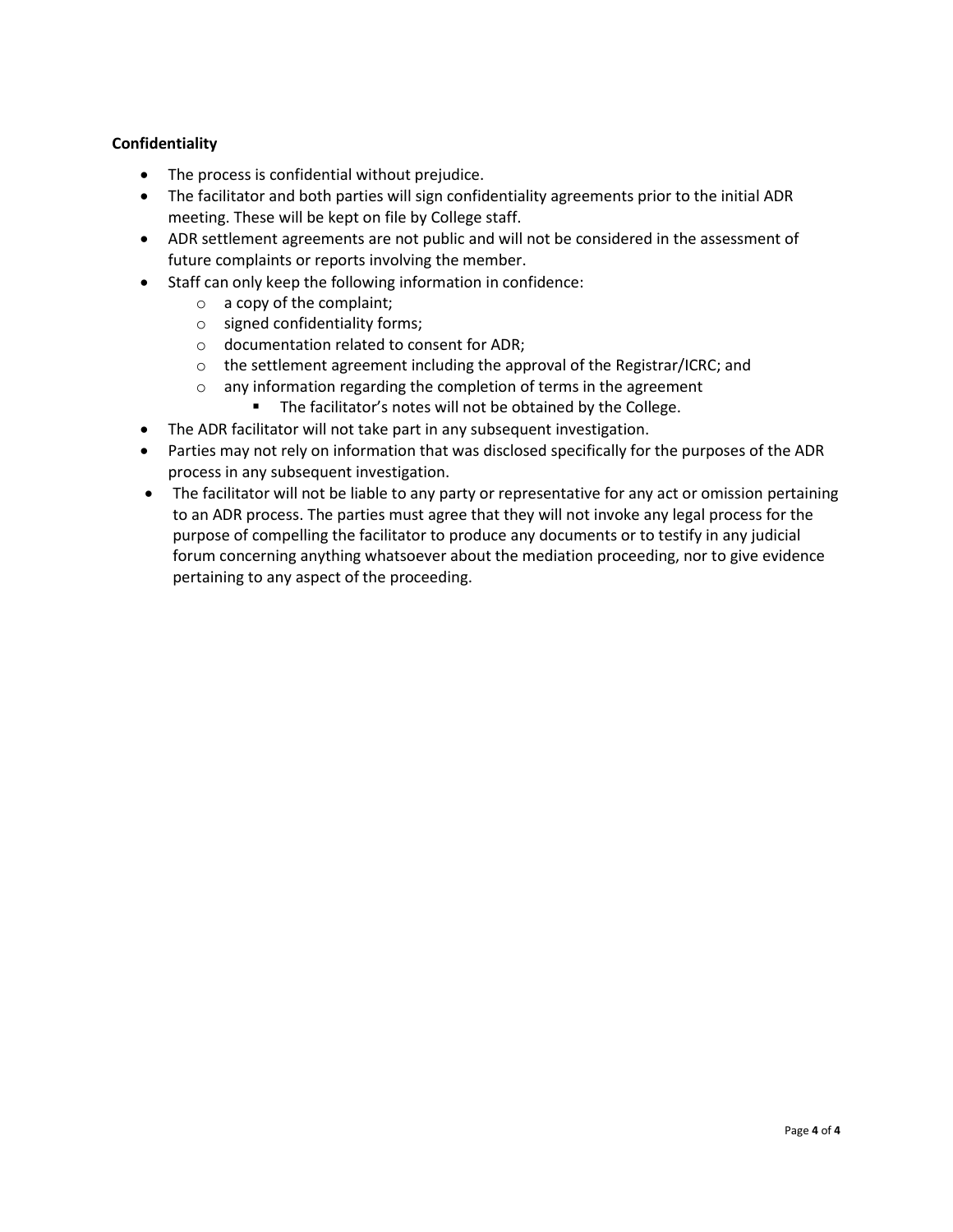**Confidentiality**

- The process is confidential without prejudice.
- The facilitator and both parties will sign confidentiality agreements prior to the initial ADR meeting. These will be kept on file by College staff.
- ADR settlement agreements are not public and will not be considered in the assessment of future complaints or reports involving the member.
- Staff can only keep the following information in confidence:
    - a copy of the complaint;
    - signed confidentiality forms;
    - documentation related to consent for ADR;
    - the settlement agreement including the approval of the Registrar/ICRC; and
    - any information regarding the completion of terms in the agreement
        - The facilitator's notes will not be obtained by the College.
- The ADR facilitator will not take part in any subsequent investigation.
- Parties may not rely on information that was disclosed specifically for the purposes of the ADR process in any subsequent investigation.
- The facilitator will not be liable to any party or representative for any act or omission pertaining to an ADR process. The parties must agree that they will not invoke any legal process for the purpose of compelling the facilitator to produce any documents or to testify in any judicial forum concerning anything whatsoever about the mediation proceeding, nor to give evidence pertaining to any aspect of the proceeding.